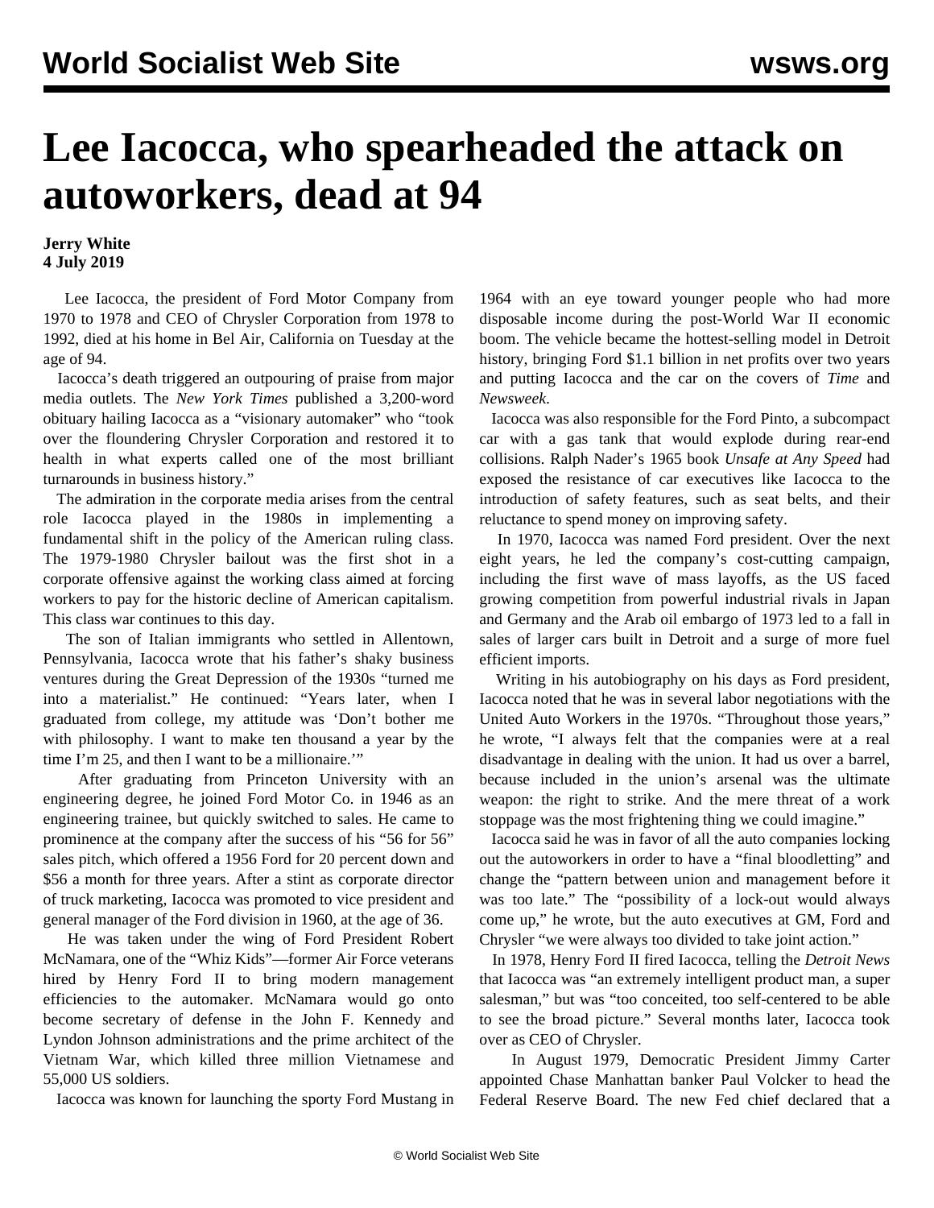# Lee Iacocca, who spearheaded the attack on autoworkers, dead at 94

**Jerry White**
**4 July 2019**

Lee Iacocca, the president of Ford Motor Company from 1970 to 1978 and CEO of Chrysler Corporation from 1978 to 1992, died at his home in Bel Air, California on Tuesday at the age of 94.

Iacocca's death triggered an outpouring of praise from major media outlets. The *New York Times* published a 3,200-word obituary hailing Iacocca as a "visionary automaker" who "took over the floundering Chrysler Corporation and restored it to health in what experts called one of the most brilliant turnarounds in business history."

The admiration in the corporate media arises from the central role Iacocca played in the 1980s in implementing a fundamental shift in the policy of the American ruling class. The 1979-1980 Chrysler bailout was the first shot in a corporate offensive against the working class aimed at forcing workers to pay for the historic decline of American capitalism. This class war continues to this day.

The son of Italian immigrants who settled in Allentown, Pennsylvania, Iacocca wrote that his father's shaky business ventures during the Great Depression of the 1930s "turned me into a materialist." He continued: "Years later, when I graduated from college, my attitude was 'Don't bother me with philosophy. I want to make ten thousand a year by the time I'm 25, and then I want to be a millionaire.'"

After graduating from Princeton University with an engineering degree, he joined Ford Motor Co. in 1946 as an engineering trainee, but quickly switched to sales. He came to prominence at the company after the success of his "56 for 56" sales pitch, which offered a 1956 Ford for 20 percent down and $56 a month for three years. After a stint as corporate director of truck marketing, Iacocca was promoted to vice president and general manager of the Ford division in 1960, at the age of 36.

He was taken under the wing of Ford President Robert McNamara, one of the "Whiz Kids"—former Air Force veterans hired by Henry Ford II to bring modern management efficiencies to the automaker. McNamara would go onto become secretary of defense in the John F. Kennedy and Lyndon Johnson administrations and the prime architect of the Vietnam War, which killed three million Vietnamese and 55,000 US soldiers.

Iacocca was known for launching the sporty Ford Mustang in 1964 with an eye toward younger people who had more disposable income during the post-World War II economic boom. The vehicle became the hottest-selling model in Detroit history, bringing Ford $1.1 billion in net profits over two years and putting Iacocca and the car on the covers of *Time* and *Newsweek*.

Iacocca was also responsible for the Ford Pinto, a subcompact car with a gas tank that would explode during rear-end collisions. Ralph Nader's 1965 book *Unsafe at Any Speed* had exposed the resistance of car executives like Iacocca to the introduction of safety features, such as seat belts, and their reluctance to spend money on improving safety.

In 1970, Iacocca was named Ford president. Over the next eight years, he led the company's cost-cutting campaign, including the first wave of mass layoffs, as the US faced growing competition from powerful industrial rivals in Japan and Germany and the Arab oil embargo of 1973 led to a fall in sales of larger cars built in Detroit and a surge of more fuel efficient imports.

Writing in his autobiography on his days as Ford president, Iacocca noted that he was in several labor negotiations with the United Auto Workers in the 1970s. "Throughout those years," he wrote, "I always felt that the companies were at a real disadvantage in dealing with the union. It had us over a barrel, because included in the union's arsenal was the ultimate weapon: the right to strike. And the mere threat of a work stoppage was the most frightening thing we could imagine."

Iacocca said he was in favor of all the auto companies locking out the autoworkers in order to have a "final bloodletting" and change the "pattern between union and management before it was too late." The "possibility of a lock-out would always come up," he wrote, but the auto executives at GM, Ford and Chrysler "we were always too divided to take joint action."

In 1978, Henry Ford II fired Iacocca, telling the *Detroit News* that Iacocca was "an extremely intelligent product man, a super salesman," but was "too conceited, too self-centered to be able to see the broad picture." Several months later, Iacocca took over as CEO of Chrysler.

In August 1979, Democratic President Jimmy Carter appointed Chase Manhattan banker Paul Volcker to head the Federal Reserve Board. The new Fed chief declared that a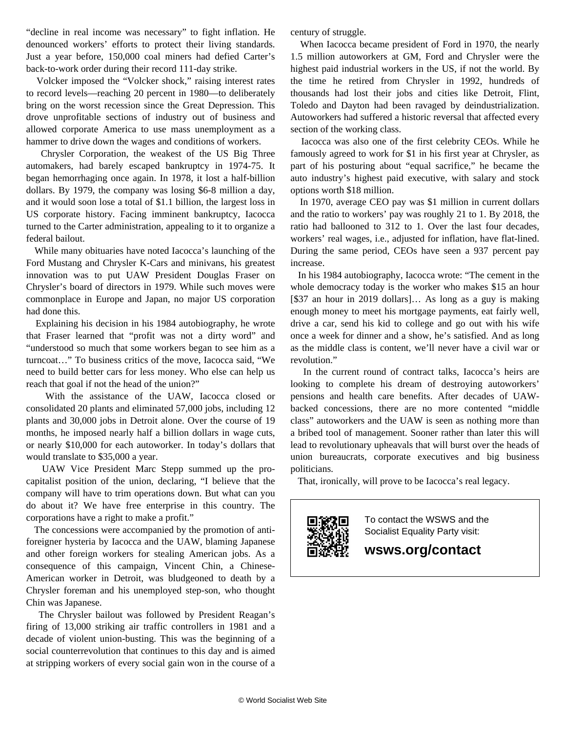"decline in real income was necessary" to fight inflation. He denounced workers' efforts to protect their living standards. Just a year before, 150,000 coal miners had defied Carter's back-to-work order during their record 111-day strike.

Volcker imposed the "Volcker shock," raising interest rates to record levels—reaching 20 percent in 1980—to deliberately bring on the worst recession since the Great Depression. This drove unprofitable sections of industry out of business and allowed corporate America to use mass unemployment as a hammer to drive down the wages and conditions of workers.

Chrysler Corporation, the weakest of the US Big Three automakers, had barely escaped bankruptcy in 1974-75. It began hemorrhaging once again. In 1978, it lost a half-billion dollars. By 1979, the company was losing $6-8 million a day, and it would soon lose a total of $1.1 billion, the largest loss in US corporate history. Facing imminent bankruptcy, Iacocca turned to the Carter administration, appealing to it to organize a federal bailout.

While many obituaries have noted Iacocca's launching of the Ford Mustang and Chrysler K-Cars and minivans, his greatest innovation was to put UAW President Douglas Fraser on Chrysler's board of directors in 1979. While such moves were commonplace in Europe and Japan, no major US corporation had done this.

Explaining his decision in his 1984 autobiography, he wrote that Fraser learned that "profit was not a dirty word" and "understood so much that some workers began to see him as a turncoat…" To business critics of the move, Iacocca said, "We need to build better cars for less money. Who else can help us reach that goal if not the head of the union?"

With the assistance of the UAW, Iacocca closed or consolidated 20 plants and eliminated 57,000 jobs, including 12 plants and 30,000 jobs in Detroit alone. Over the course of 19 months, he imposed nearly half a billion dollars in wage cuts, or nearly $10,000 for each autoworker. In today's dollars that would translate to $35,000 a year.

UAW Vice President Marc Stepp summed up the pro-capitalist position of the union, declaring, "I believe that the company will have to trim operations down. But what can you do about it? We have free enterprise in this country. The corporations have a right to make a profit."

The concessions were accompanied by the promotion of anti-foreigner hysteria by Iacocca and the UAW, blaming Japanese and other foreign workers for stealing American jobs. As a consequence of this campaign, Vincent Chin, a Chinese-American worker in Detroit, was bludgeoned to death by a Chrysler foreman and his unemployed step-son, who thought Chin was Japanese.

The Chrysler bailout was followed by President Reagan's firing of 13,000 striking air traffic controllers in 1981 and a decade of violent union-busting. This was the beginning of a social counterrevolution that continues to this day and is aimed at stripping workers of every social gain won in the course of a century of struggle.

When Iacocca became president of Ford in 1970, the nearly 1.5 million autoworkers at GM, Ford and Chrysler were the highest paid industrial workers in the US, if not the world. By the time he retired from Chrysler in 1992, hundreds of thousands had lost their jobs and cities like Detroit, Flint, Toledo and Dayton had been ravaged by deindustrialization. Autoworkers had suffered a historic reversal that affected every section of the working class.

Iacocca was also one of the first celebrity CEOs. While he famously agreed to work for $1 in his first year at Chrysler, as part of his posturing about "equal sacrifice," he became the auto industry's highest paid executive, with salary and stock options worth $18 million.

In 1970, average CEO pay was $1 million in current dollars and the ratio to workers' pay was roughly 21 to 1. By 2018, the ratio had ballooned to 312 to 1. Over the last four decades, workers' real wages, i.e., adjusted for inflation, have flat-lined. During the same period, CEOs have seen a 937 percent pay increase.

In his 1984 autobiography, Iacocca wrote: "The cement in the whole democracy today is the worker who makes $15 an hour [$37 an hour in 2019 dollars]… As long as a guy is making enough money to meet his mortgage payments, eat fairly well, drive a car, send his kid to college and go out with his wife once a week for dinner and a show, he's satisfied. And as long as the middle class is content, we'll never have a civil war or revolution."

In the current round of contract talks, Iacocca's heirs are looking to complete his dream of destroying autoworkers' pensions and health care benefits. After decades of UAW-backed concessions, there are no more contented "middle class" autoworkers and the UAW is seen as nothing more than a bribed tool of management. Sooner rather than later this will lead to revolutionary upheavals that will burst over the heads of union bureaucrats, corporate executives and big business politicians.

That, ironically, will prove to be Iacocca's real legacy.

To contact the WSWS and the Socialist Equality Party visit:

**wsws.org/contact**